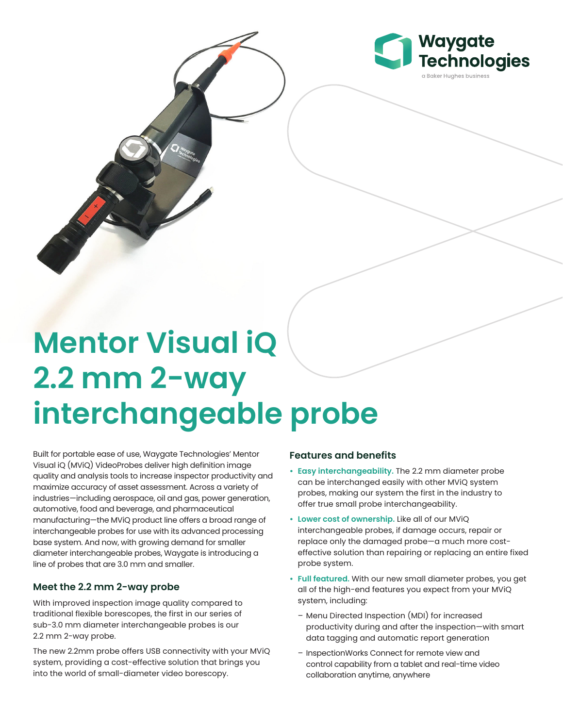Waygate Technologies

a Baker Hughes business

# Mentor Visual iQ 2.2 mm 2-way interchangeable probe

Built for portable ease of use, Waygate Technologies' Mentor Visual iQ (MViQ) VideoProbes deliver high definition image quality and analysis tools to increase inspector productivity and maximize accuracy of asset assessment. Across a variety of industries—including aerospace, oil and gas, power generation, automotive, food and beverage, and pharmaceutical manufacturing—the MViQ product line offers a broad range of interchangeable probes for use with its advanced processing base system. And now, with growing demand for smaller diameter interchangeable probes, Waygate is introducing a line of probes that are 3.0 mm and smaller.

## Meet the 2.2 mm 2-way probe

With improved inspection image quality compared to traditional flexible borescopes, the first in our series of sub-3.0 mm diameter interchangeable probes is our 2.2 mm 2-way probe.

The new 2.2mm probe offers USB connectivity with your MViQ system, providing a cost-effective solution that brings you into the world of small-diameter video borescopy.

## Features and benefits

- **Easy interchangeability.** The 2.2 mm diameter probe can be interchanged easily with other MViQ system probes, making our system the first in the industry to offer true small probe interchangeability.
- **Lower cost of ownership.** Like all of our MViQ interchangeable probes, if damage occurs, repair or replace only the damaged probe—a much more cost-effective solution than repairing or replacing an entire fixed probe system.
- **Full featured.** With our new small diameter probes, you get all of the high-end features you expect from your MViQ system, including:
  - Menu Directed Inspection (MDI) for increased productivity during and after the inspection—with smart data tagging and automatic report generation
  - InspectionWorks Connect for remote view and control capability from a tablet and real-time video collaboration anytime, anywhere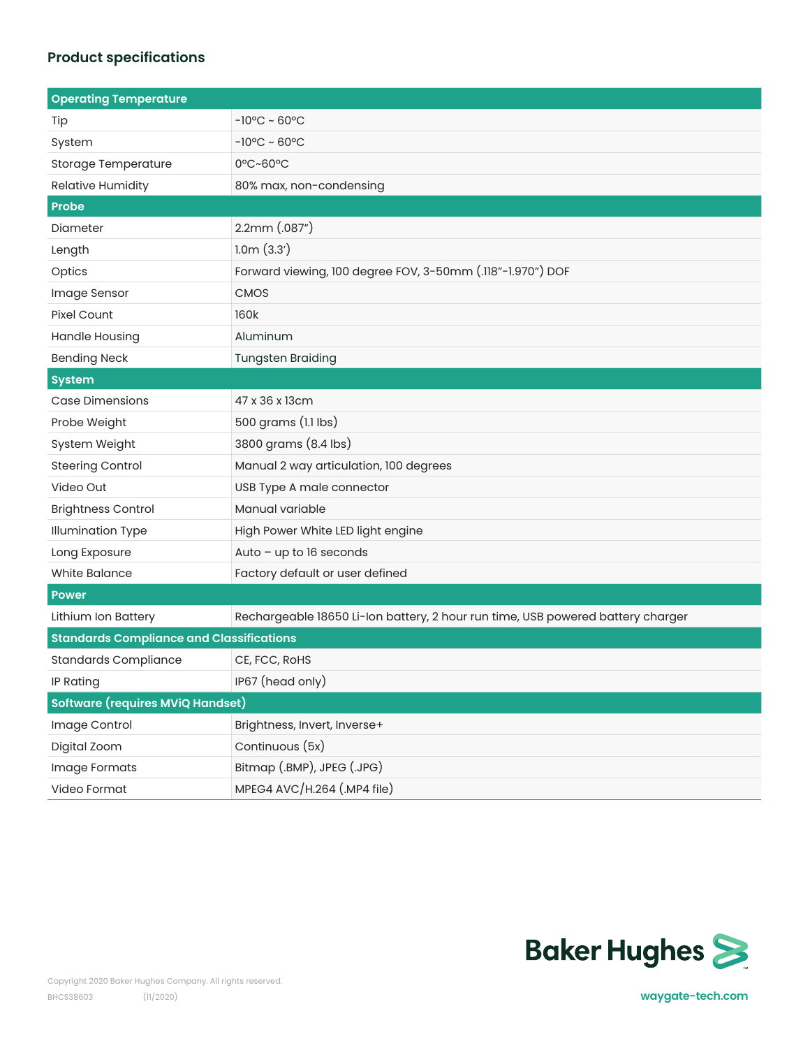## Product specifications

| | |
|---|---|
| **Operating Temperature** | |
| Tip | -10°C ~ 60°C |
| System | -10°C ~ 60°C |
| Storage Temperature | 0°C~60°C |
| Relative Humidity | 80% max, non-condensing |
| **Probe** | |
| Diameter | 2.2mm (.087”) |
| Length | 1.0m (3.3’) |
| Optics | Forward viewing, 100 degree FOV, 3-50mm (.118”-1.970”) DOF |
| Image Sensor | CMOS |
| Pixel Count | 160k |
| Handle Housing | Aluminum |
| Bending Neck | Tungsten Braiding |
| **System** | |
| Case Dimensions | 47 x 36 x 13cm |
| Probe Weight | 500 grams (1.1 lbs) |
| System Weight | 3800 grams (8.4 lbs) |
| Steering Control | Manual 2 way articulation, 100 degrees |
| Video Out | USB Type A male connector |
| Brightness Control | Manual variable |
| Illumination Type | High Power White LED light engine |
| Long Exposure | Auto – up to 16 seconds |
| White Balance | Factory default or user defined |
| **Power** | |
| Lithium Ion Battery | Rechargeable 18650 Li-Ion battery, 2 hour run time, USB powered battery charger |
| **Standards Compliance and Classifications** | |
| Standards Compliance | CE, FCC, RoHS |
| IP Rating | IP67 (head only) |
| **Software (requires MViQ Handset)** | |
| Image Control | Brightness, Invert, Inverse+ |
| Digital Zoom | Continuous (5x) |
| Image Formats | Bitmap (.BMP), JPEG (.JPG) |
| Video Format | MPEG4 AVC/H.264 (.MP4 file) |

Copyright 2020 Baker Hughes Company. All rights reserved.

BHCS38603 (11/2020)

Baker Hughes

waygate-tech.com